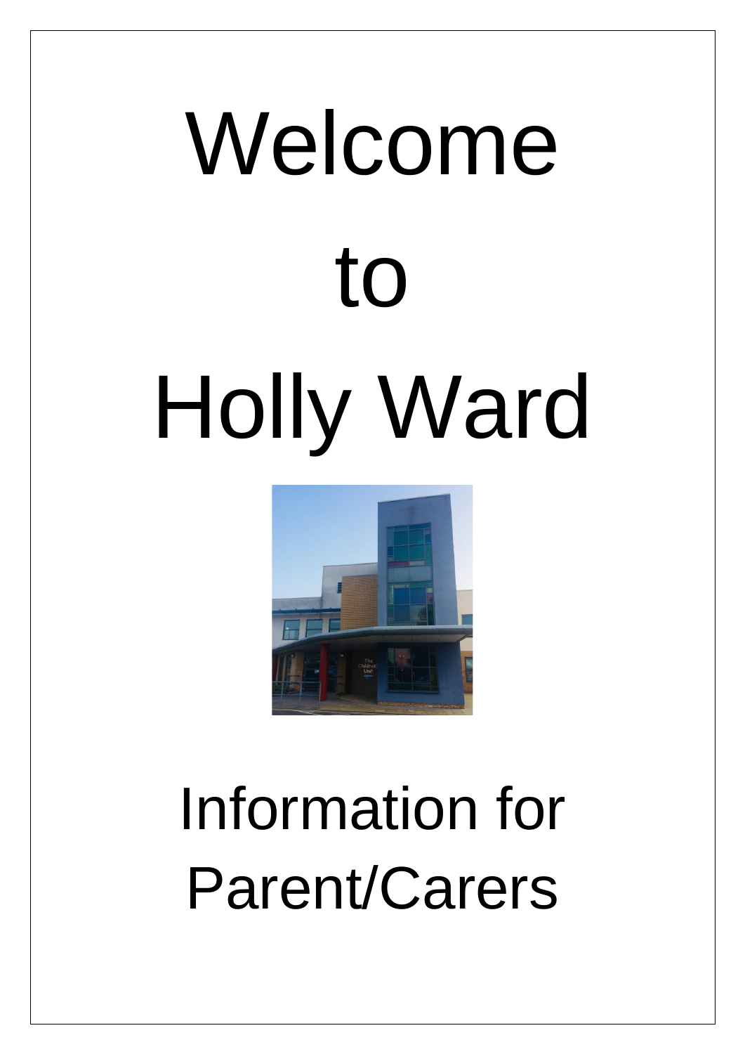# Welcome

# to

# Holly Ward

## Information for Parent/Carers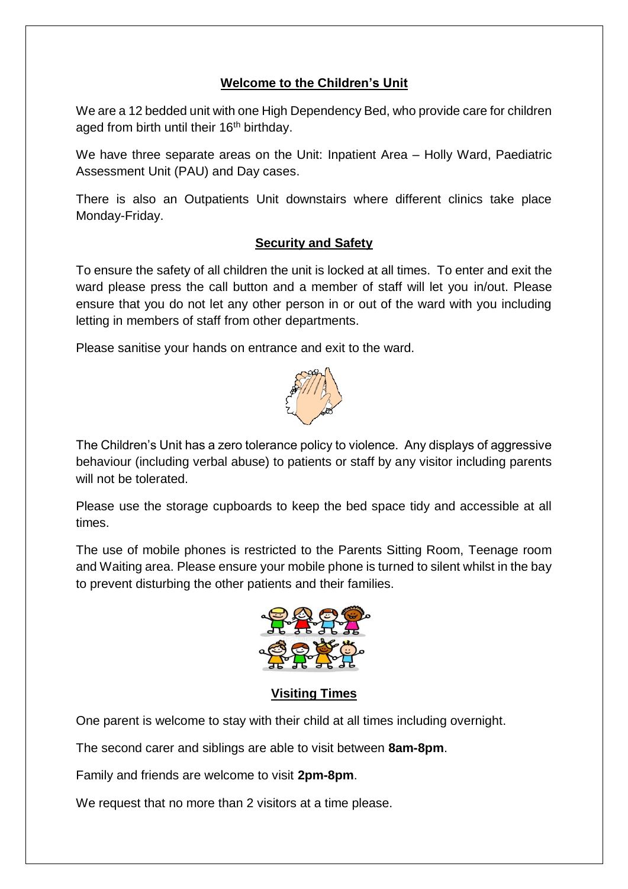## Welcome to the Children's Unit

We are a 12 bedded unit with one High Dependency Bed, who provide care for children aged from birth until their 16th birthday.

We have three separate areas on the Unit: Inpatient Area – Holly Ward, Paediatric Assessment Unit (PAU) and Day cases.

There is also an Outpatients Unit downstairs where different clinics take place Monday-Friday.

## Security and Safety

To ensure the safety of all children the unit is locked at all times. To enter and exit the ward please press the call button and a member of staff will let you in/out. Please ensure that you do not let any other person in or out of the ward with you including letting in members of staff from other departments.

Please sanitise your hands on entrance and exit to the ward.

The Children's Unit has a zero tolerance policy to violence. Any displays of aggressive behaviour (including verbal abuse) to patients or staff by any visitor including parents will not be tolerated.

Please use the storage cupboards to keep the bed space tidy and accessible at all times.

The use of mobile phones is restricted to the Parents Sitting Room, Teenage room and Waiting area. Please ensure your mobile phone is turned to silent whilst in the bay to prevent disturbing the other patients and their families.

## Visiting Times

One parent is welcome to stay with their child at all times including overnight.

The second carer and siblings are able to visit between **8am-8pm**.

Family and friends are welcome to visit **2pm-8pm**.

We request that no more than 2 visitors at a time please.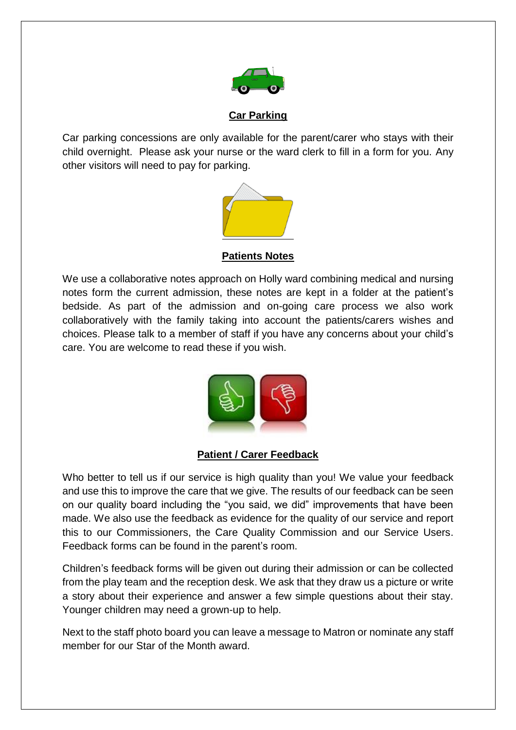## Car Parking

Car parking concessions are only available for the parent/carer who stays with their child overnight. Please ask your nurse or the ward clerk to fill in a form for you. Any other visitors will need to pay for parking.

## Patients Notes

We use a collaborative notes approach on Holly ward combining medical and nursing notes form the current admission, these notes are kept in a folder at the patient's bedside. As part of the admission and on-going care process we also work collaboratively with the family taking into account the patients/carers wishes and choices. Please talk to a member of staff if you have any concerns about your child's care. You are welcome to read these if you wish.

## Patient / Carer Feedback

Who better to tell us if our service is high quality than you! We value your feedback and use this to improve the care that we give. The results of our feedback can be seen on our quality board including the "you said, we did" improvements that have been made. We also use the feedback as evidence for the quality of our service and report this to our Commissioners, the Care Quality Commission and our Service Users. Feedback forms can be found in the parent's room.

Children's feedback forms will be given out during their admission or can be collected from the play team and the reception desk. We ask that they draw us a picture or write a story about their experience and answer a few simple questions about their stay. Younger children may need a grown-up to help.

Next to the staff photo board you can leave a message to Matron or nominate any staff member for our Star of the Month award.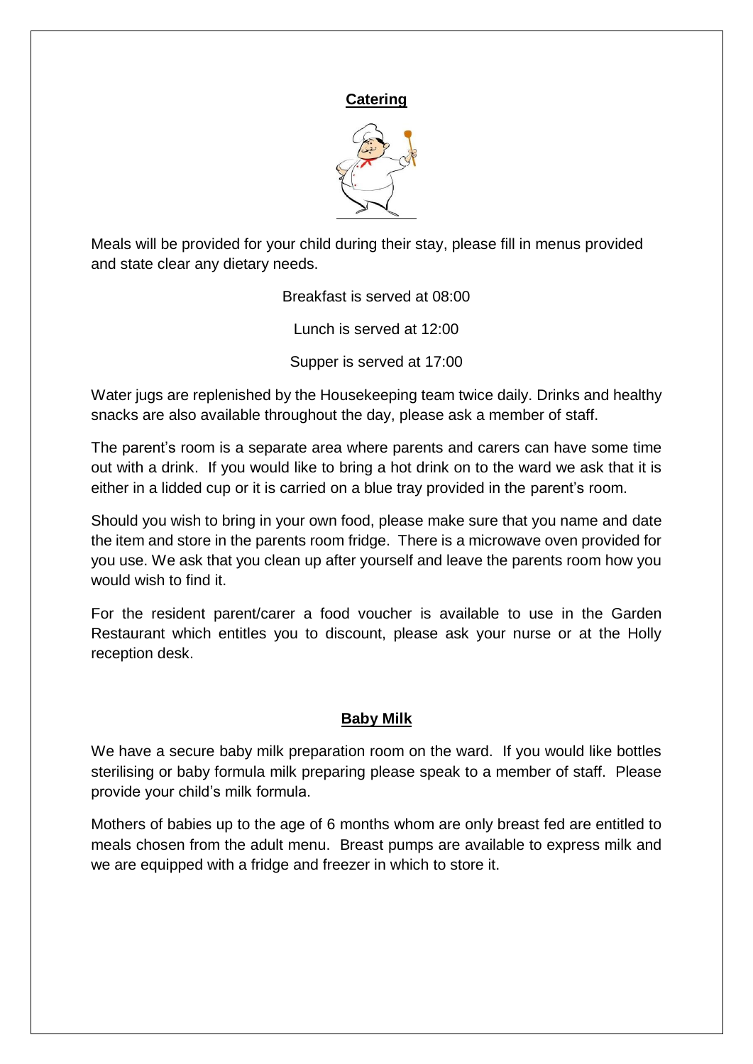## Catering

Meals will be provided for your child during their stay, please fill in menus provided and state clear any dietary needs.

Breakfast is served at 08:00

Lunch is served at 12:00

Supper is served at 17:00

Water jugs are replenished by the Housekeeping team twice daily. Drinks and healthy snacks are also available throughout the day, please ask a member of staff.

The parent's room is a separate area where parents and carers can have some time out with a drink. If you would like to bring a hot drink on to the ward we ask that it is either in a lidded cup or it is carried on a blue tray provided in the parent's room.

Should you wish to bring in your own food, please make sure that you name and date the item and store in the parents room fridge. There is a microwave oven provided for you use. We ask that you clean up after yourself and leave the parents room how you would wish to find it.

For the resident parent/carer a food voucher is available to use in the Garden Restaurant which entitles you to discount, please ask your nurse or at the Holly reception desk.

## Baby Milk

We have a secure baby milk preparation room on the ward. If you would like bottles sterilising or baby formula milk preparing please speak to a member of staff. Please provide your child's milk formula.

Mothers of babies up to the age of 6 months whom are only breast fed are entitled to meals chosen from the adult menu. Breast pumps are available to express milk and we are equipped with a fridge and freezer in which to store it.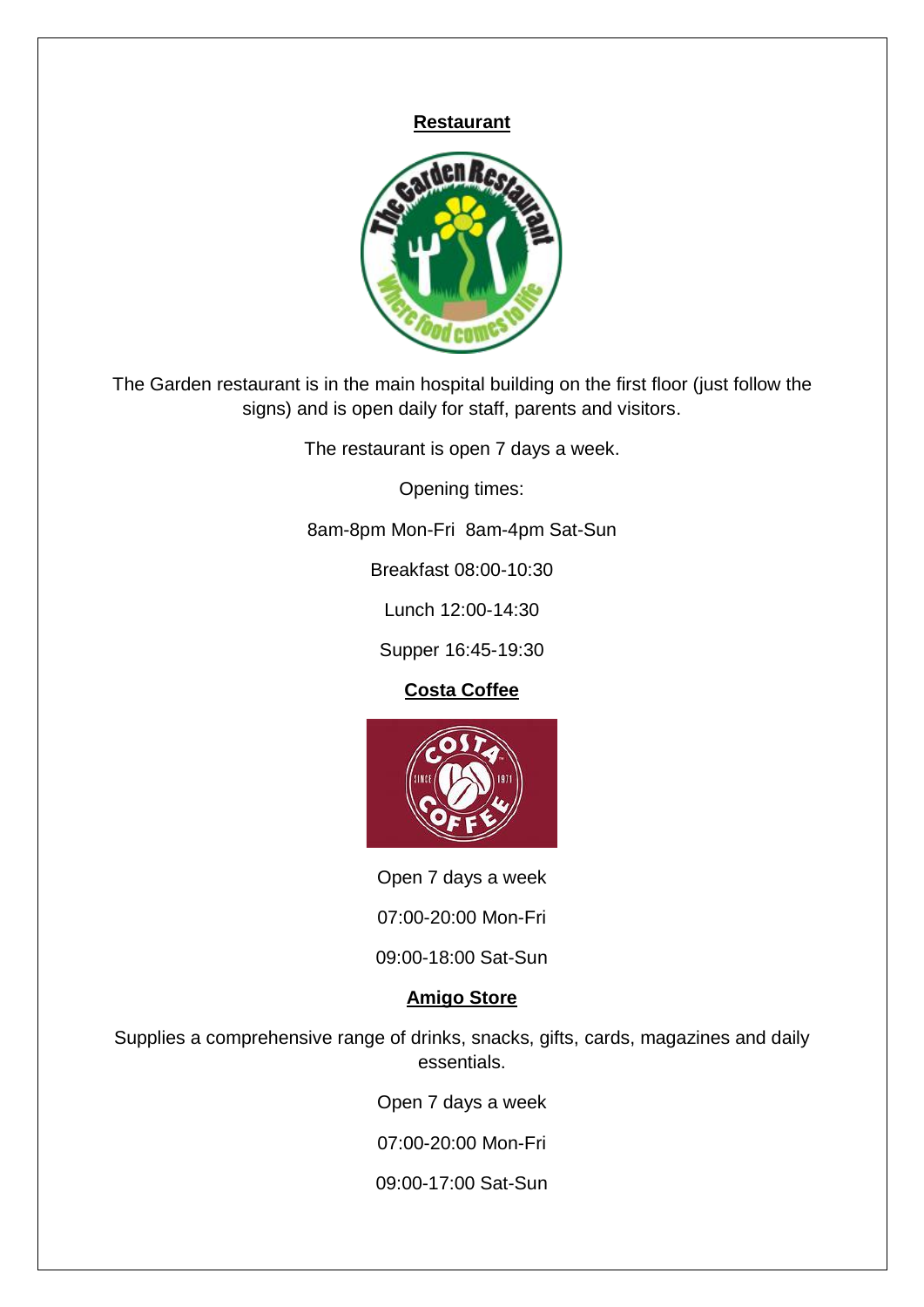## Restaurant

The Garden restaurant is in the main hospital building on the first floor (just follow the signs) and is open daily for staff, parents and visitors.

The restaurant is open 7 days a week.

Opening times:

8am-8pm Mon-Fri  8am-4pm Sat-Sun

Breakfast 08:00-10:30

Lunch 12:00-14:30

Supper 16:45-19:30

## Costa Coffee

Open 7 days a week

07:00-20:00 Mon-Fri

09:00-18:00 Sat-Sun

## Amigo Store

Supplies a comprehensive range of drinks, snacks, gifts, cards, magazines and daily essentials.

Open 7 days a week

07:00-20:00 Mon-Fri

09:00-17:00 Sat-Sun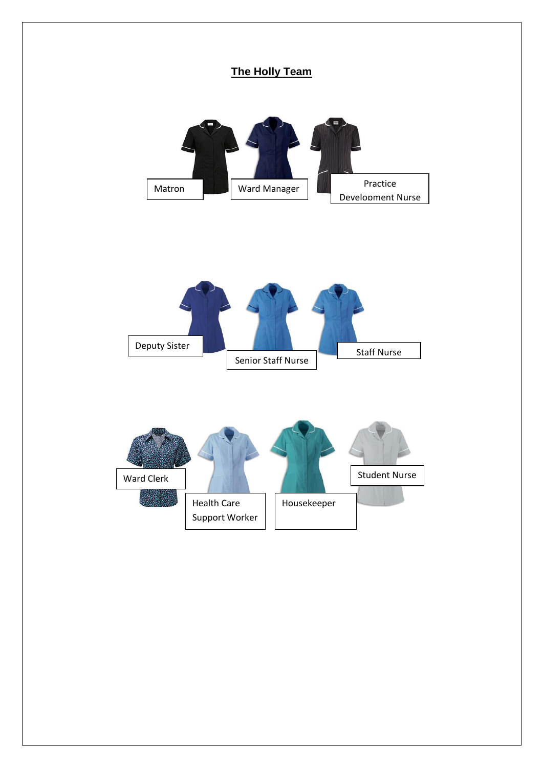# The Holly Team

Matron

Ward Manager

Practice Development Nurse

Deputy Sister

Senior Staff Nurse

Staff Nurse

Ward Clerk

Health Care Support Worker

Housekeeper

Student Nurse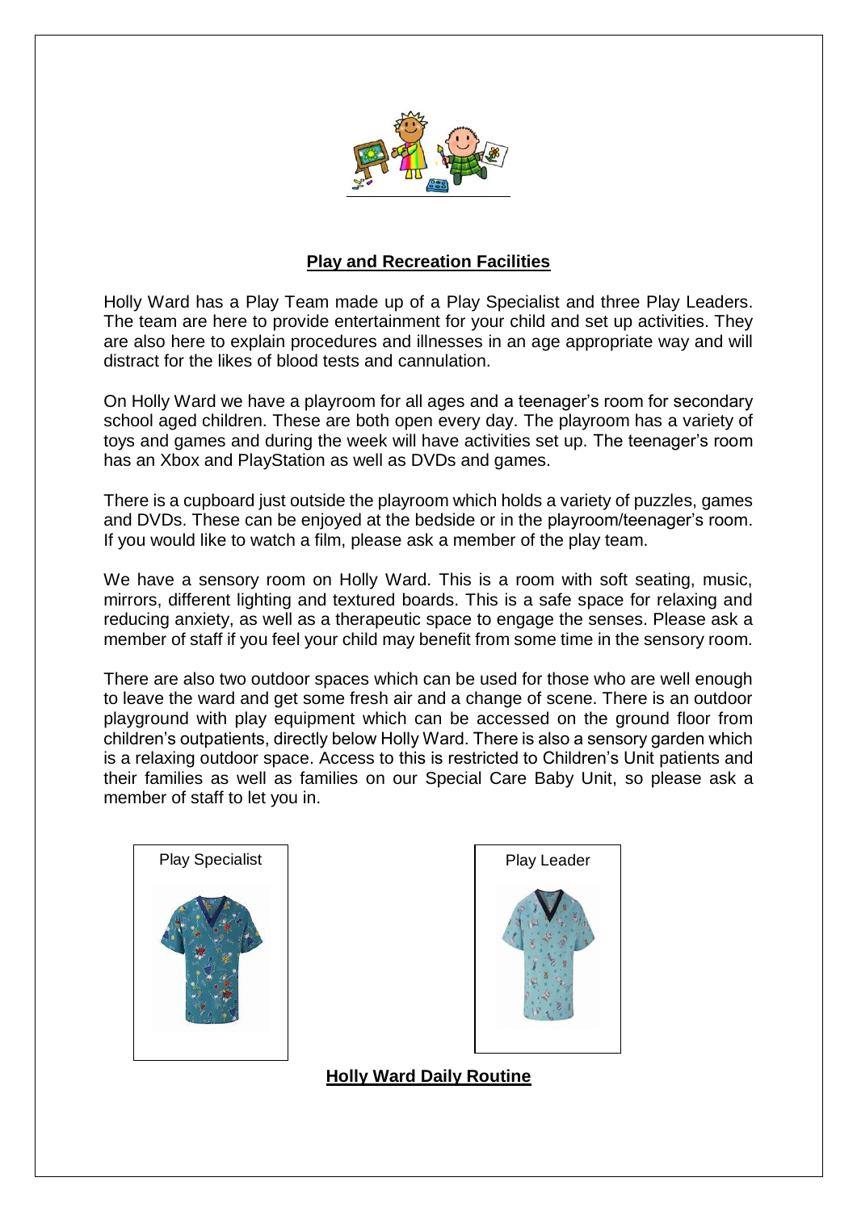## Play and Recreation Facilities

Holly Ward has a Play Team made up of a Play Specialist and three Play Leaders. The team are here to provide entertainment for your child and set up activities. They are also here to explain procedures and illnesses in an age appropriate way and will distract for the likes of blood tests and cannulation.

On Holly Ward we have a playroom for all ages and a teenager's room for secondary school aged children. These are both open every day. The playroom has a variety of toys and games and during the week will have activities set up. The teenager's room has an Xbox and PlayStation as well as DVDs and games.

There is a cupboard just outside the playroom which holds a variety of puzzles, games and DVDs. These can be enjoyed at the bedside or in the playroom/teenager's room. If you would like to watch a film, please ask a member of the play team.

We have a sensory room on Holly Ward. This is a room with soft seating, music, mirrors, different lighting and textured boards. This is a safe space for relaxing and reducing anxiety, as well as a therapeutic space to engage the senses. Please ask a member of staff if you feel your child may benefit from some time in the sensory room.

There are also two outdoor spaces which can be used for those who are well enough to leave the ward and get some fresh air and a change of scene. There is an outdoor playground with play equipment which can be accessed on the ground floor from children's outpatients, directly below Holly Ward. There is also a sensory garden which is a relaxing outdoor space. Access to this is restricted to Children's Unit patients and their families as well as families on our Special Care Baby Unit, so please ask a member of staff to let you in.

Play Specialist

Play Leader

## Holly Ward Daily Routine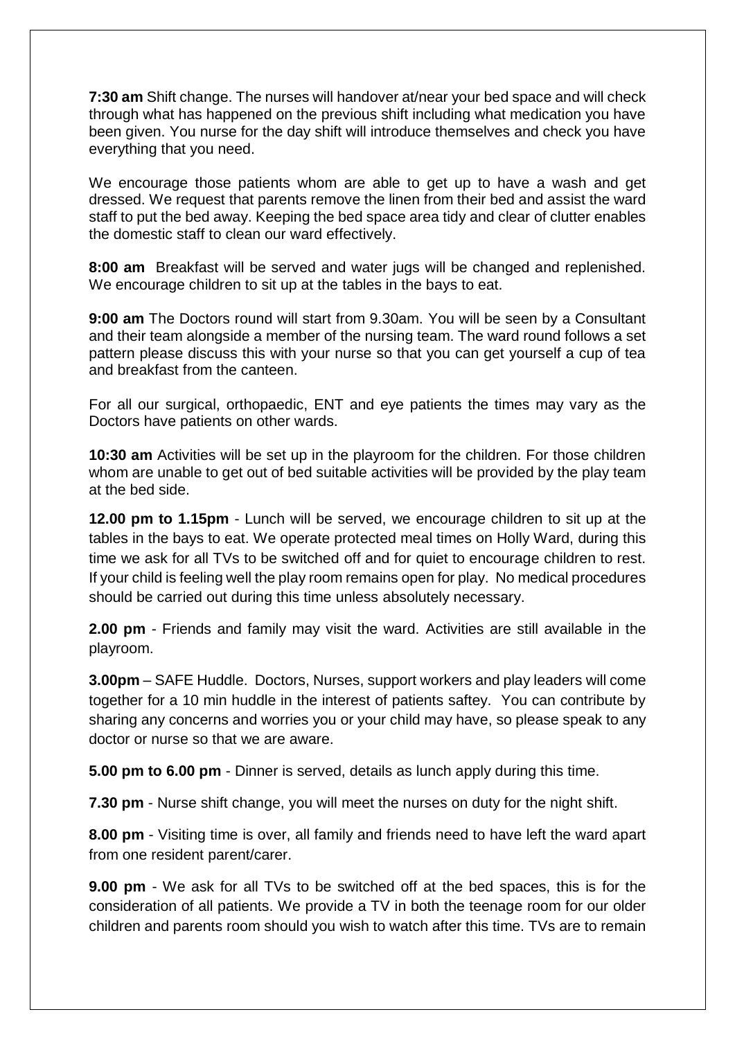**7:30 am** Shift change. The nurses will handover at/near your bed space and will check through what has happened on the previous shift including what medication you have been given. You nurse for the day shift will introduce themselves and check you have everything that you need.

We encourage those patients whom are able to get up to have a wash and get dressed. We request that parents remove the linen from their bed and assist the ward staff to put the bed away. Keeping the bed space area tidy and clear of clutter enables the domestic staff to clean our ward effectively.

**8:00 am** Breakfast will be served and water jugs will be changed and replenished. We encourage children to sit up at the tables in the bays to eat.

**9:00 am** The Doctors round will start from 9.30am. You will be seen by a Consultant and their team alongside a member of the nursing team. The ward round follows a set pattern please discuss this with your nurse so that you can get yourself a cup of tea and breakfast from the canteen.

For all our surgical, orthopaedic, ENT and eye patients the times may vary as the Doctors have patients on other wards.

**10:30 am** Activities will be set up in the playroom for the children. For those children whom are unable to get out of bed suitable activities will be provided by the play team at the bed side.

**12.00 pm to 1.15pm** - Lunch will be served, we encourage children to sit up at the tables in the bays to eat. We operate protected meal times on Holly Ward, during this time we ask for all TVs to be switched off and for quiet to encourage children to rest. If your child is feeling well the play room remains open for play. No medical procedures should be carried out during this time unless absolutely necessary.

**2.00 pm** - Friends and family may visit the ward. Activities are still available in the playroom.

**3.00pm** – SAFE Huddle. Doctors, Nurses, support workers and play leaders will come together for a 10 min huddle in the interest of patients saftey. You can contribute by sharing any concerns and worries you or your child may have, so please speak to any doctor or nurse so that we are aware.

**5.00 pm to 6.00 pm** - Dinner is served, details as lunch apply during this time.

**7.30 pm** - Nurse shift change, you will meet the nurses on duty for the night shift.

**8.00 pm** - Visiting time is over, all family and friends need to have left the ward apart from one resident parent/carer.

**9.00 pm** - We ask for all TVs to be switched off at the bed spaces, this is for the consideration of all patients. We provide a TV in both the teenage room for our older children and parents room should you wish to watch after this time. TVs are to remain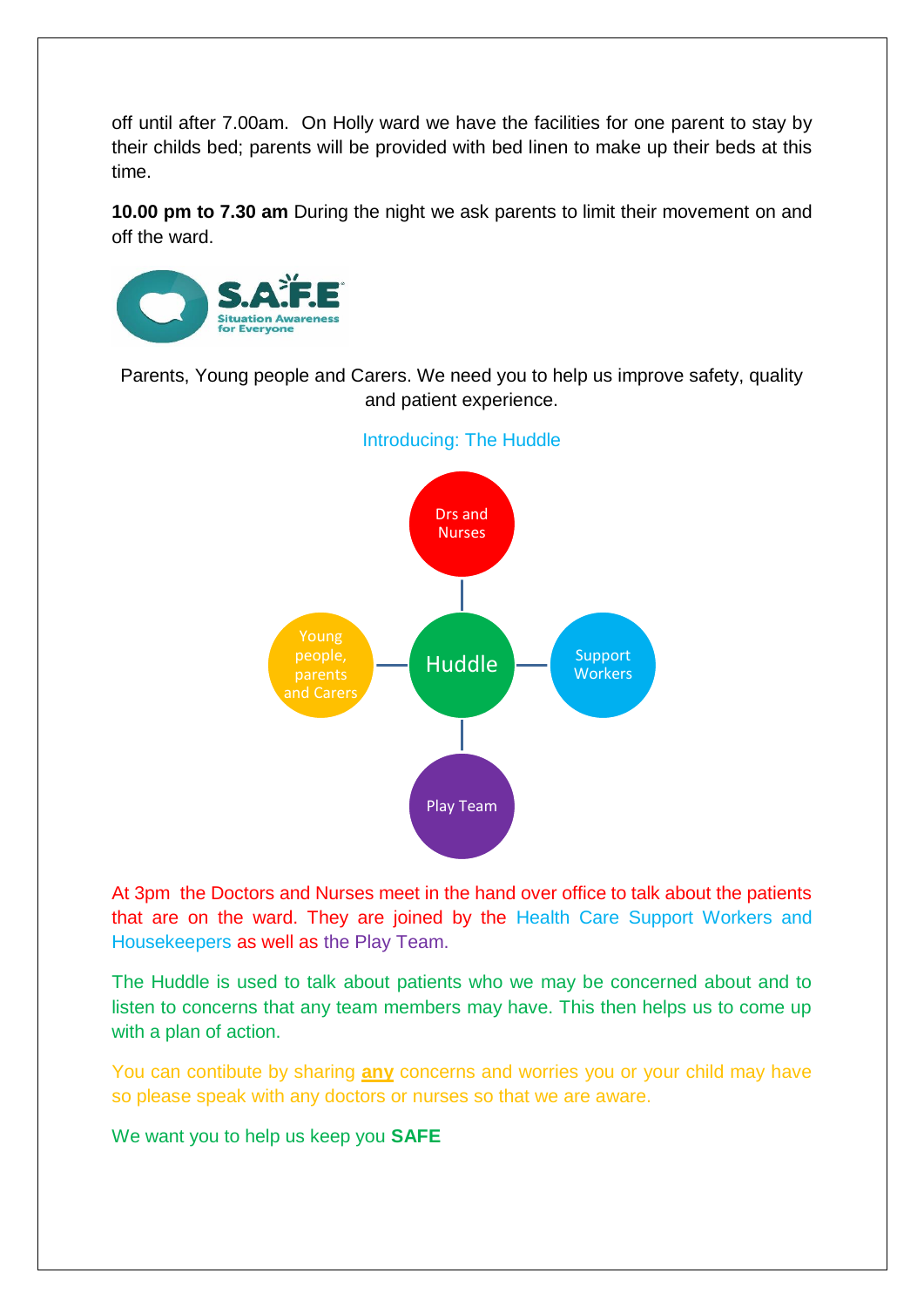off until after 7.00am. On Holly ward we have the facilities for one parent to stay by their childs bed; parents will be provided with bed linen to make up their beds at this time.

**10.00 pm to 7.30 am** During the night we ask parents to limit their movement on and off the ward.

S.A.F.E Situation Awareness for Everyone

Parents, Young people and Carers. We need you to help us improve safety, quality and patient experience.

Introducing: The Huddle

Drs and Nurses

Young people, parents and Carers

Huddle

Support Workers

Play Team

At 3pm the Doctors and Nurses meet in the hand over office to talk about the patients that are on the ward. They are joined by the Health Care Support Workers and Housekeepers as well as the Play Team.

The Huddle is used to talk about patients who we may be concerned about and to listen to concerns that any team members may have. This then helps us to come up with a plan of action.

You can contibute by sharing **any** concerns and worries you or your child may have so please speak with any doctors or nurses so that we are aware.

We want you to help us keep you **SAFE**